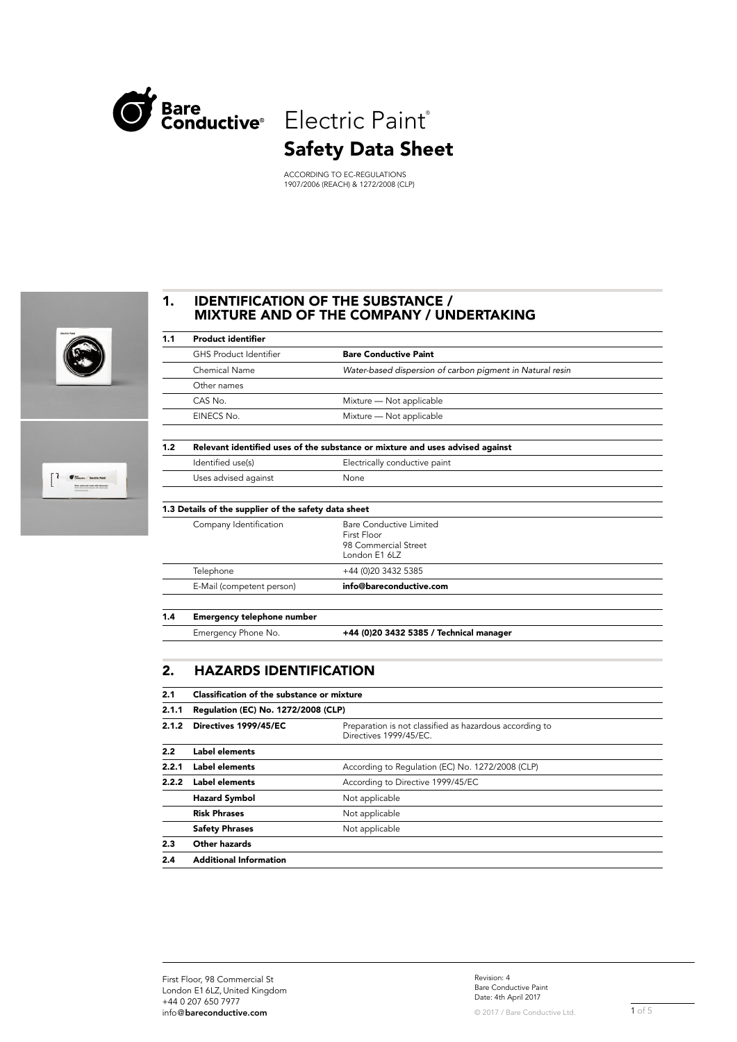# Bare Conductive® Electric Paint®

## Safety Data Sheet

ACCORDING TO EC-REGULATIONS
1907/2006 (REACH) & 1272/2008 (CLP)

## 1. IDENTIFICATION OF THE SUBSTANCE / MIXTURE AND OF THE COMPANY / UNDERTAKING

| | | |
|---|---|---|
| **1.1** | **Product identifier** | |
| | GHS Product Identifier | **Bare Conductive Paint** |
| | Chemical Name | *Water-based dispersion of carbon pigment in Natural resin* |
| | Other names | |
| | CAS No. | Mixture — Not applicable |
| | EINECS No. | Mixture — Not applicable |
| **1.2** | **Relevant identified uses of the substance or mixture and uses advised against** | |
| | Identified use(s) | Electrically conductive paint |
| | Uses advised against | None |
| **1.3** | **Details of the supplier of the safety data sheet** | |
| | Company Identification | Bare Conductive Limited<br>First Floor<br>98 Commercial Street<br>London E1 6LZ |
| | Telephone | +44 (0)20 3432 5385 |
| | E-Mail (competent person) | **info@bareconductive.com** |
| **1.4** | **Emergency telephone number** | |
| | Emergency Phone No. | **+44 (0)20 3432 5385 / Technical manager** |

## 2. HAZARDS IDENTIFICATION

| | | |
|---|---|---|
| **2.1** | **Classification of the substance or mixture** | |
| **2.1.1** | **Regulation (EC) No. 1272/2008 (CLP)** | |
| **2.1.2** | **Directives 1999/45/EC** | Preparation is not classified as hazardous according to Directives 1999/45/EC. |
| **2.2** | **Label elements** | |
| **2.2.1** | **Label elements** | According to Regulation (EC) No. 1272/2008 (CLP) |
| **2.2.2** | **Label elements** | According to Directive 1999/45/EC |
| | **Hazard Symbol** | Not applicable |
| | **Risk Phrases** | Not applicable |
| | **Safety Phrases** | Not applicable |
| **2.3** | **Other hazards** | |
| **2.4** | **Additional Information** | |

First Floor, 98 Commercial St
London E1 6LZ, United Kingdom
+44 0 207 650 7977
info@bareconductive.com

Revision: 4
Bare Conductive Paint
Date: 4th April 2017

© 2017 / Bare Conductive Ltd.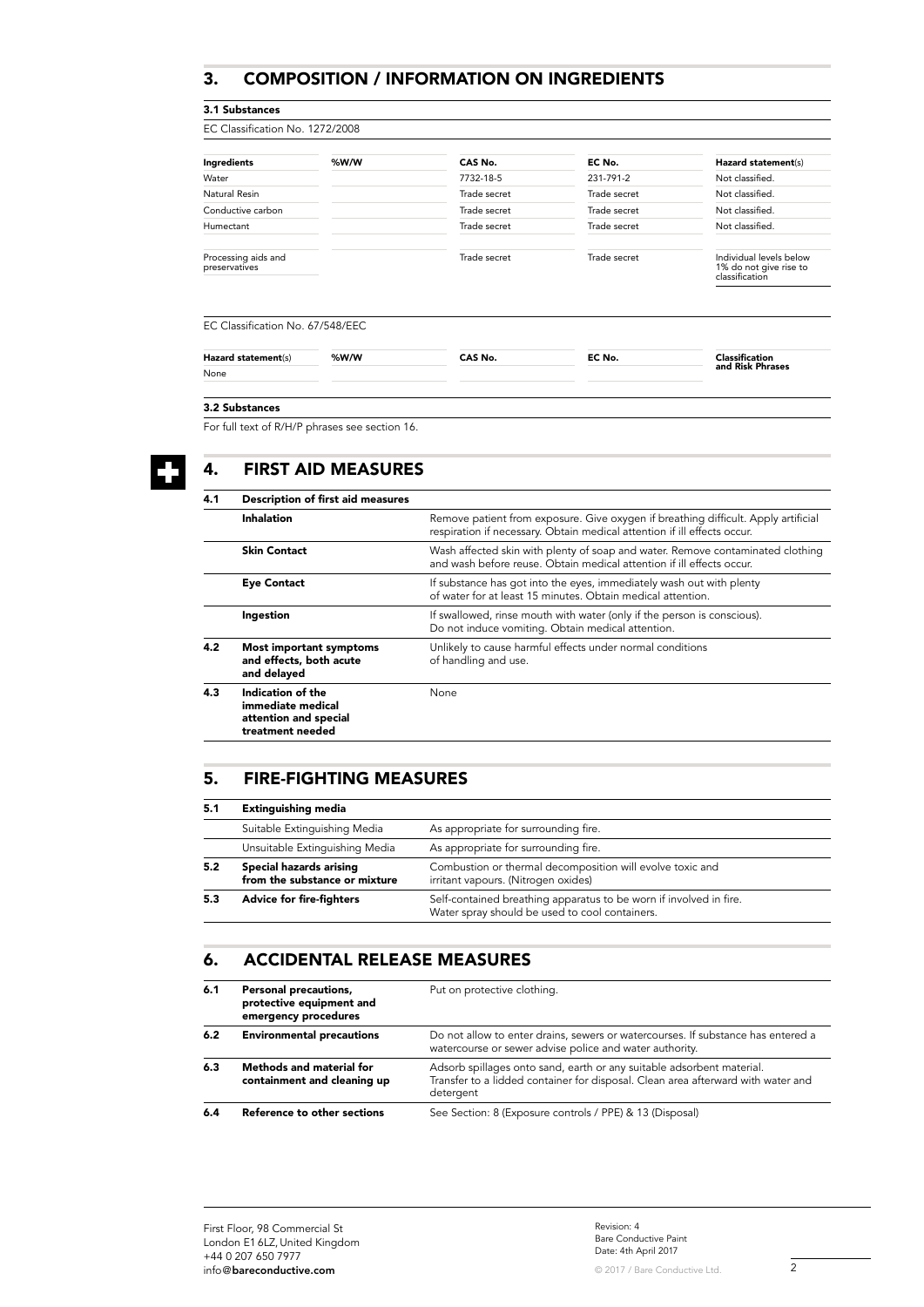## 3. COMPOSITION / INFORMATION ON INGREDIENTS

### 3.1 Substances

EC Classification No. 1272/2008

| Ingredients | %W/W | CAS No. | EC No. | Hazard statement(s) |
|---|---|---|---|---|
| Water | | 7732-18-5 | 231-791-2 | Not classified. |
| Natural Resin | | Trade secret | Trade secret | Not classified. |
| Conductive carbon | | Trade secret | Trade secret | Not classified. |
| Humectant | | Trade secret | Trade secret | Not classified. |
| Processing aids and preservatives | | Trade secret | Trade secret | Individual levels below 1% do not give rise to classification |

EC Classification No. 67/548/EEC

| Hazard statement(s) | %W/W | CAS No. | EC No. | Classification and Risk Phrases |
|---|---|---|---|---|
| None | | | | |

### 3.2 Substances

For full text of R/H/P phrases see section 16.

## 4. FIRST AID MEASURES

| | | |
|---|---|---|
| **4.1** | **Description of first aid measures** | |
| | **Inhalation** | Remove patient from exposure. Give oxygen if breathing difficult. Apply artificial respiration if necessary. Obtain medical attention if ill effects occur. |
| | **Skin Contact** | Wash affected skin with plenty of soap and water. Remove contaminated clothing and wash before reuse. Obtain medical attention if ill effects occur. |
| | **Eye Contact** | If substance has got into the eyes, immediately wash out with plenty of water for at least 15 minutes. Obtain medical attention. |
| | **Ingestion** | If swallowed, rinse mouth with water (only if the person is conscious). Do not induce vomiting. Obtain medical attention. |
| **4.2** | **Most important symptoms and effects, both acute and delayed** | Unlikely to cause harmful effects under normal conditions of handling and use. |
| **4.3** | **Indication of the immediate medical attention and special treatment needed** | None |

## 5. FIRE-FIGHTING MEASURES

| | | |
|---|---|---|
| **5.1** | **Extinguishing media** | |
| | Suitable Extinguishing Media | As appropriate for surrounding fire. |
| | Unsuitable Extinguishing Media | As appropriate for surrounding fire. |
| **5.2** | **Special hazards arising from the substance or mixture** | Combustion or thermal decomposition will evolve toxic and irritant vapours. (Nitrogen oxides) |
| **5.3** | **Advice for fire-fighters** | Self-contained breathing apparatus to be worn if involved in fire. Water spray should be used to cool containers. |

## 6. ACCIDENTAL RELEASE MEASURES

| | | |
|---|---|---|
| **6.1** | **Personal precautions, protective equipment and emergency procedures** | Put on protective clothing. |
| **6.2** | **Environmental precautions** | Do not allow to enter drains, sewers or watercourses. If substance has entered a watercourse or sewer advise police and water authority. |
| **6.3** | **Methods and material for containment and cleaning up** | Adsorb spillages onto sand, earth or any suitable adsorbent material. Transfer to a lidded container for disposal. Clean area afterward with water and detergent |
| **6.4** | **Reference to other sections** | See Section: 8 (Exposure controls / PPE) & 13 (Disposal) |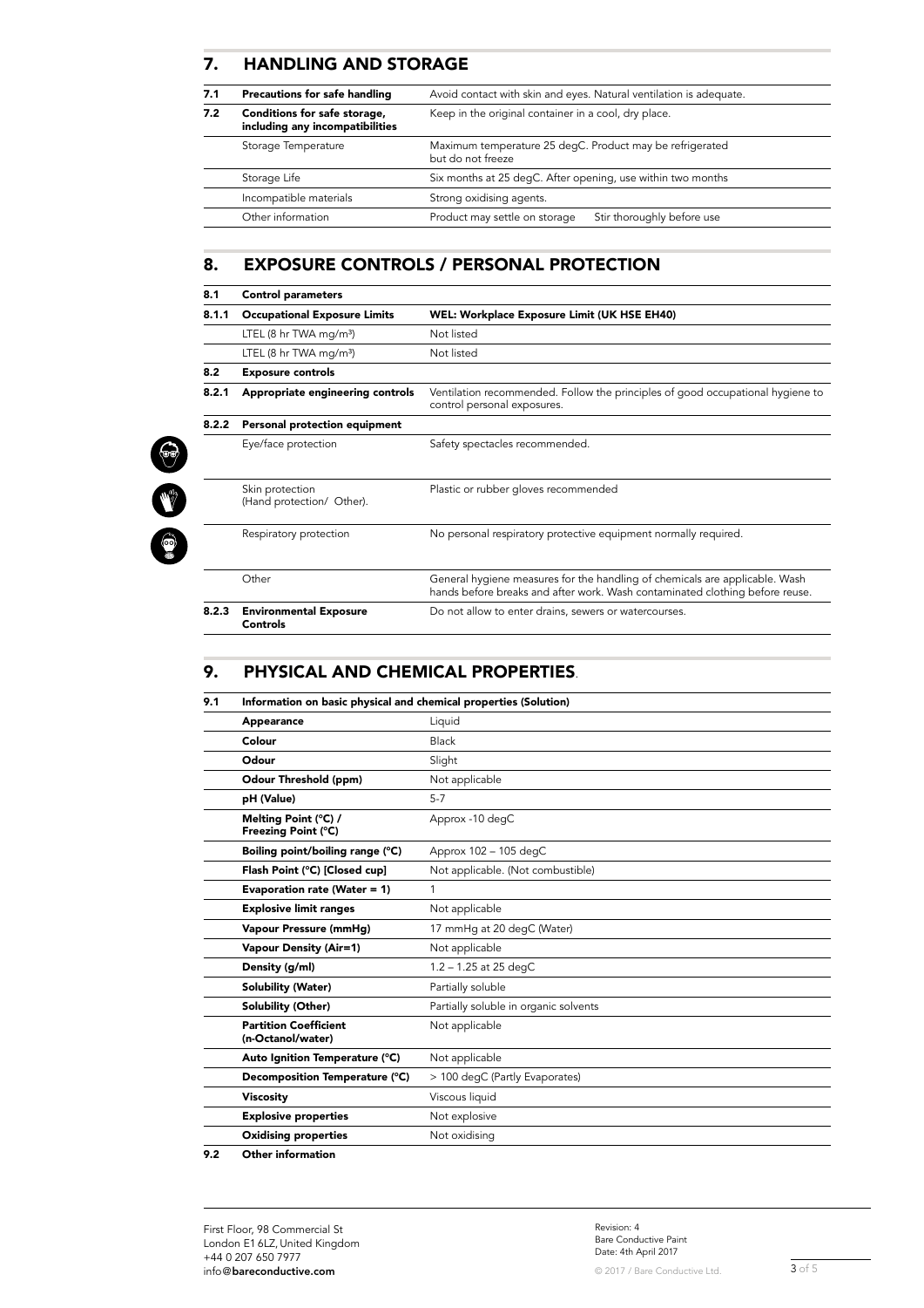## 7. HANDLING AND STORAGE

| | | |
|---|---|---|
| **7.1** | **Precautions for safe handling** | Avoid contact with skin and eyes. Natural ventilation is adequate. |
| **7.2** | **Conditions for safe storage, including any incompatibilities** | Keep in the original container in a cool, dry place. |
| | Storage Temperature | Maximum temperature 25 degC. Product may be refrigerated but do not freeze |
| | Storage Life | Six months at 25 degC. After opening, use within two months |
| | Incompatible materials | Strong oxidising agents. |
| | Other information | Product may settle on storage    Stir thoroughly before use |

## 8. EXPOSURE CONTROLS / PERSONAL PROTECTION

| | | |
|---|---|---|
| **8.1** | **Control parameters** | |
| **8.1.1** | **Occupational Exposure Limits** | **WEL: Workplace Exposure Limit (UK HSE EH40)** |
| | LTEL (8 hr TWA mg/m³) | Not listed |
| | LTEL (8 hr TWA mg/m³) | Not listed |
| **8.2** | **Exposure controls** | |
| **8.2.1** | **Appropriate engineering controls** | Ventilation recommended. Follow the principles of good occupational hygiene to control personal exposures. |
| **8.2.2** | **Personal protection equipment** | |
| | Eye/face protection | Safety spectacles recommended. |
| | Skin protection (Hand protection/ Other). | Plastic or rubber gloves recommended |
| | Respiratory protection | No personal respiratory protective equipment normally required. |
| | Other | General hygiene measures for the handling of chemicals are applicable. Wash hands before breaks and after work. Wash contaminated clothing before reuse. |
| **8.2.3** | **Environmental Exposure Controls** | Do not allow to enter drains, sewers or watercourses. |

## 9. PHYSICAL AND CHEMICAL PROPERTIES.

| | | |
|---|---|---|
| **9.1** | **Information on basic physical and chemical properties (Solution)** | |
| | **Appearance** | Liquid |
| | **Colour** | Black |
| | **Odour** | Slight |
| | **Odour Threshold (ppm)** | Not applicable |
| | **pH (Value)** | 5-7 |
| | **Melting Point (°C) / Freezing Point (°C)** | Approx -10 degC |
| | **Boiling point/boiling range (°C)** | Approx 102 – 105 degC |
| | **Flash Point (°C) [Closed cup]** | Not applicable. (Not combustible) |
| | **Evaporation rate (Water = 1)** | 1 |
| | **Explosive limit ranges** | Not applicable |
| | **Vapour Pressure (mmHg)** | 17 mmHg at 20 degC (Water) |
| | **Vapour Density (Air=1)** | Not applicable |
| | **Density (g/ml)** | 1.2 – 1.25 at 25 degC |
| | **Solubility (Water)** | Partially soluble |
| | **Solubility (Other)** | Partially soluble in organic solvents |
| | **Partition Coefficient (n-Octanol/water)** | Not applicable |
| | **Auto Ignition Temperature (°C)** | Not applicable |
| | **Decomposition Temperature (°C)** | > 100 degC (Partly Evaporates) |
| | **Viscosity** | Viscous liquid |
| | **Explosive properties** | Not explosive |
| | **Oxidising properties** | Not oxidising |
| **9.2** | **Other information** | |

First Floor, 98 Commercial St
London E1 6LZ, United Kingdom
+44 0 207 650 7977
info@bareconductive.com

Revision: 4
Bare Conductive Paint
Date: 4th April 2017
© 2017 / Bare Conductive Ltd.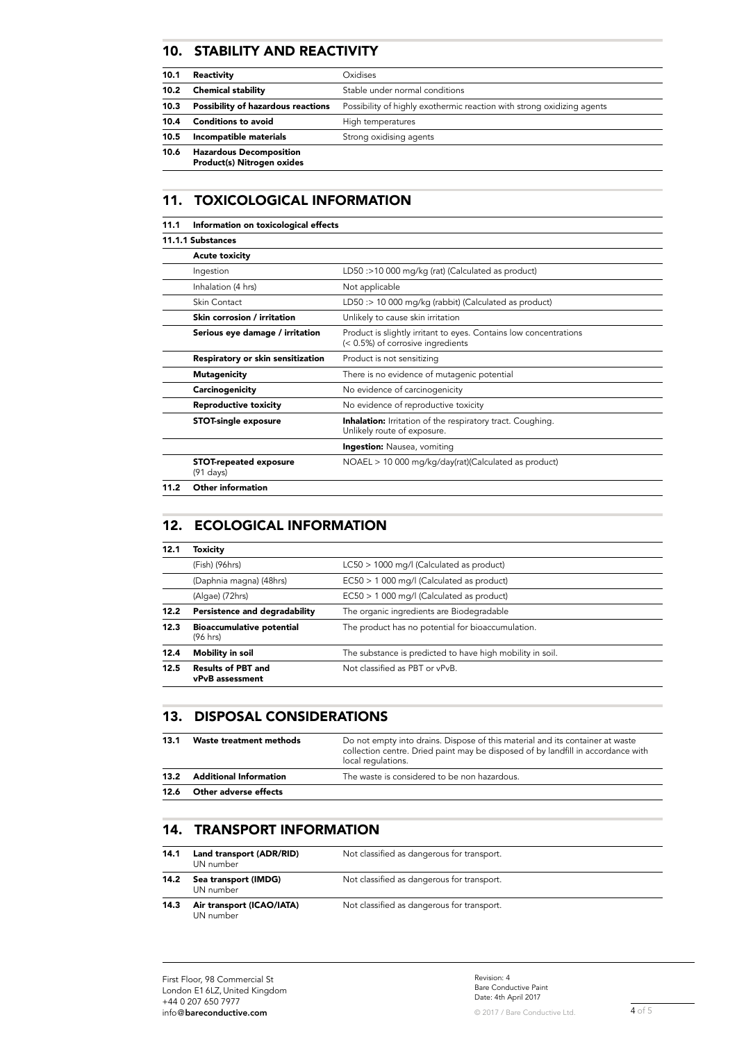## 10. STABILITY AND REACTIVITY

| | | |
|---|---|---|
| **10.1** | **Reactivity** | Oxidises |
| **10.2** | **Chemical stability** | Stable under normal conditions |
| **10.3** | **Possibility of hazardous reactions** | Possibility of highly exothermic reaction with strong oxidizing agents |
| **10.4** | **Conditions to avoid** | High temperatures |
| **10.5** | **Incompatible materials** | Strong oxidising agents |
| **10.6** | **Hazardous Decomposition Product(s) Nitrogen oxides** | |

## 11. TOXICOLOGICAL INFORMATION

**11.1 Information on toxicological effects**

**11.1.1 Substances**

| | |
|---|---|
| **Acute toxicity** | |
| Ingestion | LD50 :>10 000 mg/kg (rat) (Calculated as product) |
| Inhalation (4 hrs) | Not applicable |
| Skin Contact | LD50 :> 10 000 mg/kg (rabbit) (Calculated as product) |
| **Skin corrosion / irritation** | Unlikely to cause skin irritation |
| **Serious eye damage / irritation** | Product is slightly irritant to eyes. Contains low concentrations (< 0.5%) of corrosive ingredients |
| **Respiratory or skin sensitization** | Product is not sensitizing |
| **Mutagenicity** | There is no evidence of mutagenic potential |
| **Carcinogenicity** | No evidence of carcinogenicity |
| **Reproductive toxicity** | No evidence of reproductive toxicity |
| **STOT-single exposure** | **Inhalation:** Irritation of the respiratory tract. Coughing. Unlikely route of exposure. |
| | **Ingestion:** Nausea, vomiting |
| **STOT-repeated exposure** (91 days) | NOAEL > 10 000 mg/kg/day(rat)(Calculated as product) |

**11.2 Other information**

## 12. ECOLOGICAL INFORMATION

| | | |
|---|---|---|
| **12.1** | **Toxicity** | |
| | (Fish) (96hrs) | LC50 > 1000 mg/l (Calculated as product) |
| | (Daphnia magna) (48hrs) | EC50 > 1 000 mg/l (Calculated as product) |
| | (Algae) (72hrs) | EC50 > 1 000 mg/l (Calculated as product) |
| **12.2** | **Persistence and degradability** | The organic ingredients are Biodegradable |
| **12.3** | **Bioaccumulative potential** (96 hrs) | The product has no potential for bioaccumulation. |
| **12.4** | **Mobility in soil** | The substance is predicted to have high mobility in soil. |
| **12.5** | **Results of PBT and vPvB assessment** | Not classified as PBT or vPvB. |

## 13. DISPOSAL CONSIDERATIONS

| | | |
|---|---|---|
| **13.1** | **Waste treatment methods** | Do not empty into drains. Dispose of this material and its container at waste collection centre. Dried paint may be disposed of by landfill in accordance with local regulations. |
| **13.2** | **Additional Information** | The waste is considered to be non hazardous. |
| **12.6** | **Other adverse effects** | |

## 14. TRANSPORT INFORMATION

| | | |
|---|---|---|
| **14.1** | **Land transport (ADR/RID)** UN number | Not classified as dangerous for transport. |
| **14.2** | **Sea transport (IMDG)** UN number | Not classified as dangerous for transport. |
| **14.3** | **Air transport (ICAO/IATA)** UN number | Not classified as dangerous for transport. |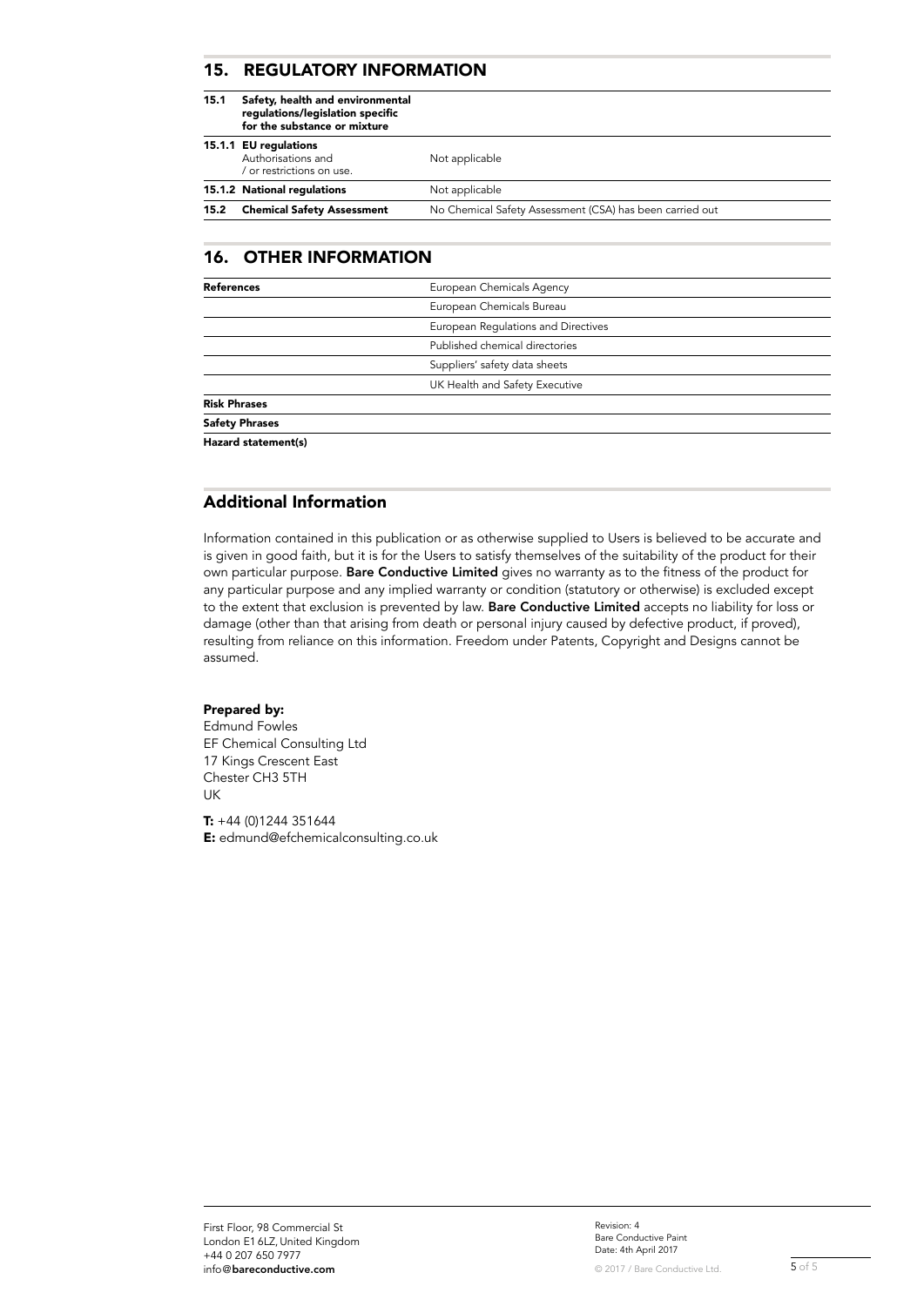## 15. REGULATORY INFORMATION

| | | |
|---|---|---|
| **15.1** | **Safety, health and environmental regulations/legislation specific for the substance or mixture** | |
| **15.1.1** | **EU regulations** Authorisations and / or restrictions on use. | Not applicable |
| **15.1.2** | **National regulations** | Not applicable |
| **15.2** | **Chemical Safety Assessment** | No Chemical Safety Assessment (CSA) has been carried out |

## 16. OTHER INFORMATION

| | |
|---|---|
| **References** | European Chemicals Agency |
| | European Chemicals Bureau |
| | European Regulations and Directives |
| | Published chemical directories |
| | Suppliers' safety data sheets |
| | UK Health and Safety Executive |
| **Risk Phrases** | |
| **Safety Phrases** | |
| **Hazard statement(s)** | |

## Additional Information

Information contained in this publication or as otherwise supplied to Users is believed to be accurate and is given in good faith, but it is for the Users to satisfy themselves of the suitability of the product for their own particular purpose. **Bare Conductive Limited** gives no warranty as to the fitness of the product for any particular purpose and any implied warranty or condition (statutory or otherwise) is excluded except to the extent that exclusion is prevented by law. **Bare Conductive Limited** accepts no liability for loss or damage (other than that arising from death or personal injury caused by defective product, if proved), resulting from reliance on this information. Freedom under Patents, Copyright and Designs cannot be assumed.

**Prepared by:**
Edmund Fowles
EF Chemical Consulting Ltd
17 Kings Crescent East
Chester CH3 5TH
UK

**T:** +44 (0)1244 351644
**E:** edmund@efchemicalconsulting.co.uk